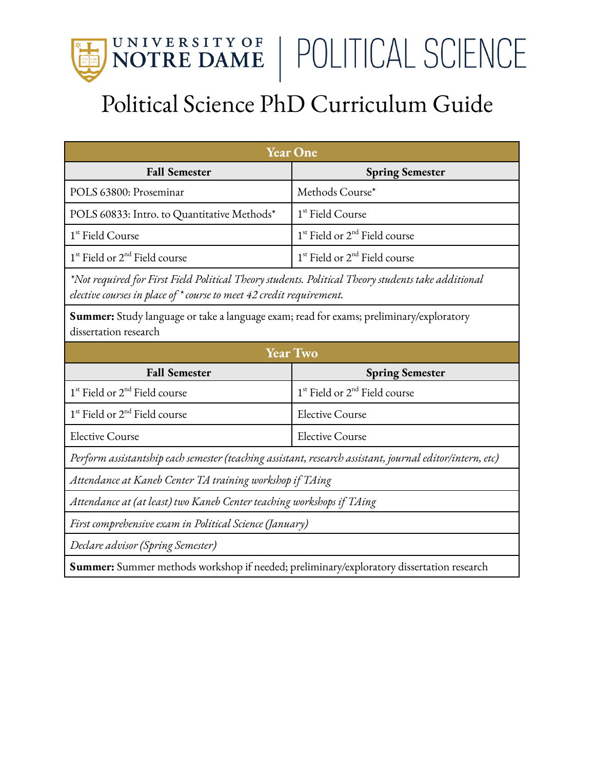# Political Science PhD Curriculum Guide

| Year One | |
|---|---|
| **Fall Semester** | **Spring Semester** |
| POLS 63800: Proseminar | Methods Course* |
| POLS 60833: Intro. to Quantitative Methods* | 1st Field Course |
| 1st Field Course | 1st Field or 2nd Field course |
| 1st Field or 2nd Field course | 1st Field or 2nd Field course |
| *\*Not required for First Field Political Theory students. Political Theory students take additional elective courses in place of \* course to meet 42 credit requirement.* | |
| **Summer:** Study language or take a language exam; read for exams; preliminary/exploratory dissertation research | |

| Year Two | |
|---|---|
| **Fall Semester** | **Spring Semester** |
| 1st Field or 2nd Field course | 1st Field or 2nd Field course |
| 1st Field or 2nd Field course | Elective Course |
| Elective Course | Elective Course |
| *Perform assistantship each semester (teaching assistant, research assistant, journal editor/intern, etc)* | |
| *Attendance at Kaneb Center TA training workshop if TAing* | |
| *Attendance at (at least) two Kaneb Center teaching workshops if TAing* | |
| *First comprehensive exam in Political Science (January)* | |
| *Declare advisor (Spring Semester)* | |
| **Summer:** Summer methods workshop if needed; preliminary/exploratory dissertation research | |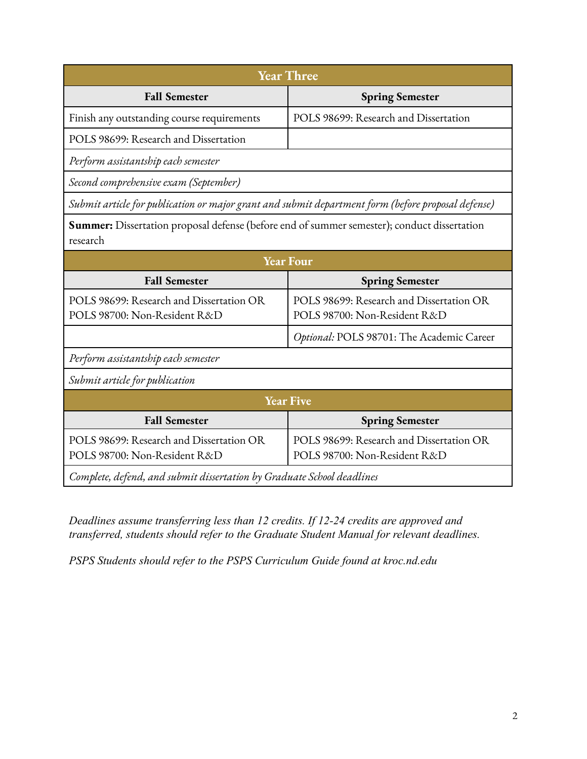| Year Three | |
|---|---|
| **Fall Semester** | **Spring Semester** |
| Finish any outstanding course requirements | POLS 98699: Research and Dissertation |
| POLS 98699: Research and Dissertation | |
| *Perform assistantship each semester* | |
| *Second comprehensive exam (September)* | |
| *Submit article for publication or major grant and submit department form (before proposal defense)* | |
| **Summer:** Dissertation proposal defense (before end of summer semester); conduct dissertation research | |

| Year Four | |
|---|---|
| **Fall Semester** | **Spring Semester** |
| POLS 98699: Research and Dissertation OR POLS 98700: Non-Resident R&D | POLS 98699: Research and Dissertation OR POLS 98700: Non-Resident R&D |
| | *Optional:* POLS 98701: The Academic Career |
| *Perform assistantship each semester* | |
| *Submit article for publication* | |

| Year Five | |
|---|---|
| **Fall Semester** | **Spring Semester** |
| POLS 98699: Research and Dissertation OR POLS 98700: Non-Resident R&D | POLS 98699: Research and Dissertation OR POLS 98700: Non-Resident R&D |
| *Complete, defend, and submit dissertation by Graduate School deadlines* | |

*Deadlines assume transferring less than 12 credits. If 12-24 credits are approved and transferred, students should refer to the Graduate Student Manual for relevant deadlines.*

*PSPS Students should refer to the PSPS Curriculum Guide found at kroc.nd.edu*